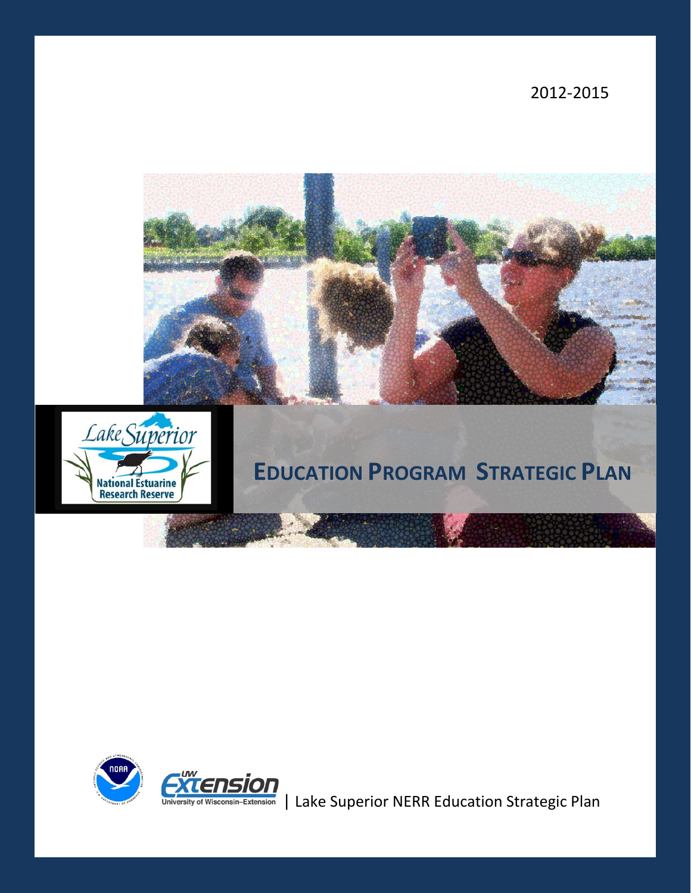2012-2015

# EDUCATION PROGRAM STRATEGIC PLAN

Lake Superior NERR Education Strategic Plan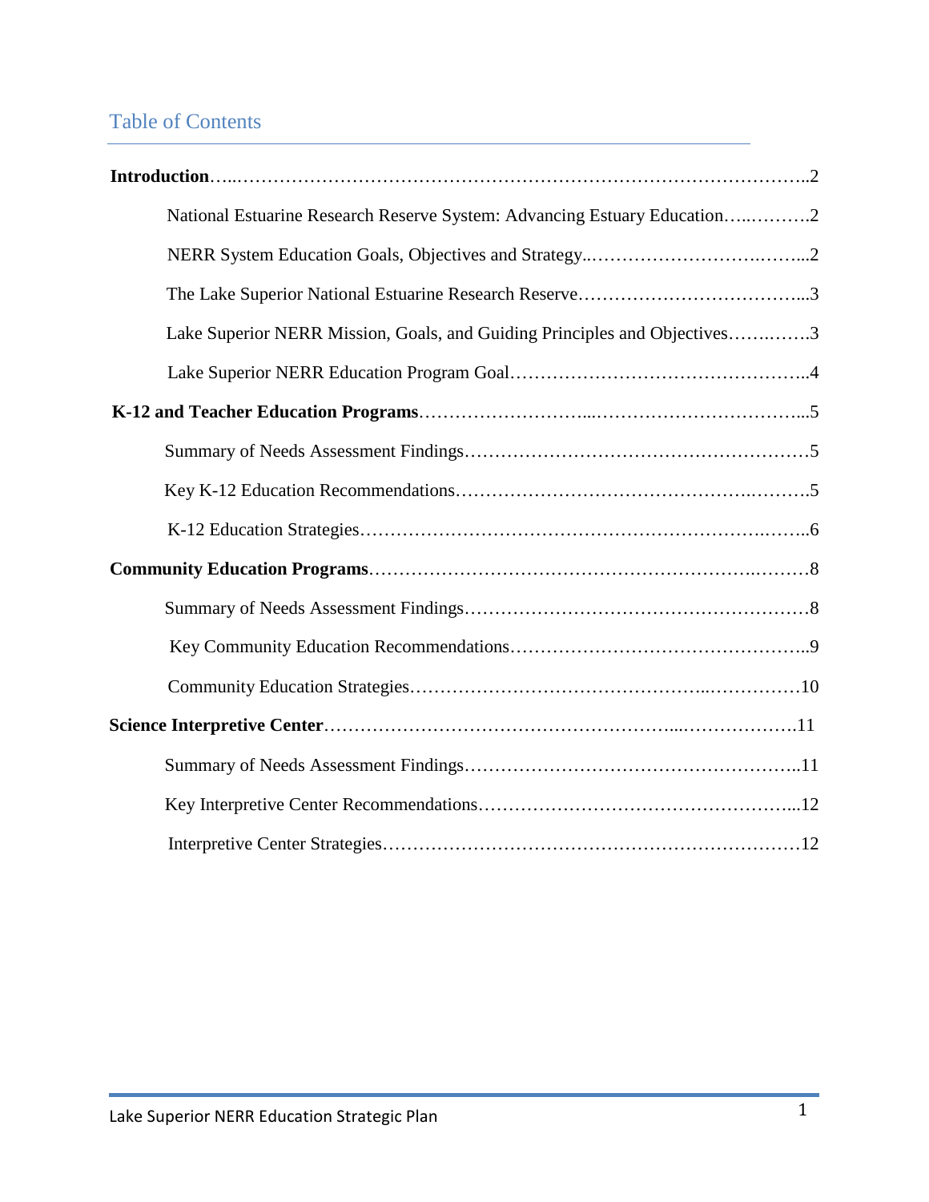## Table of Contents

**Introduction** …..............................................................................................2

- National Estuarine Research Reserve System: Advancing Estuary Education…..……….2
- NERR System Education Goals, Objectives and Strategy..…………………….……...2
- The Lake Superior National Estuarine Research Reserve………………………………...3
- Lake Superior NERR Mission, Goals, and Guiding Principles and Objectives…….…….3
- Lake Superior NERR Education Program Goal…………………………………………..4

**K-12 and Teacher Education Programs**………………………...……………………………...5

- Summary of Needs Assessment Findings……………………………………………………5
- Key K-12 Education Recommendations……………………………………….……….5
- K-12 Education Strategies………………………………………………………..……..6

**Community Education Programs**……………………………………………………….………8

- Summary of Needs Assessment Findings……………………………………………………8
- Key Community Education Recommendations…………………………………………..9
- Community Education Strategies…………………………………………...……………10

**Science Interpretive Center**……………………………………………...……………….11

- Summary of Needs Assessment Findings……………………………………………..11
- Key Interpretive Center Recommendations……………………………………………...12
- Interpretive Center Strategies……………………………………………………………12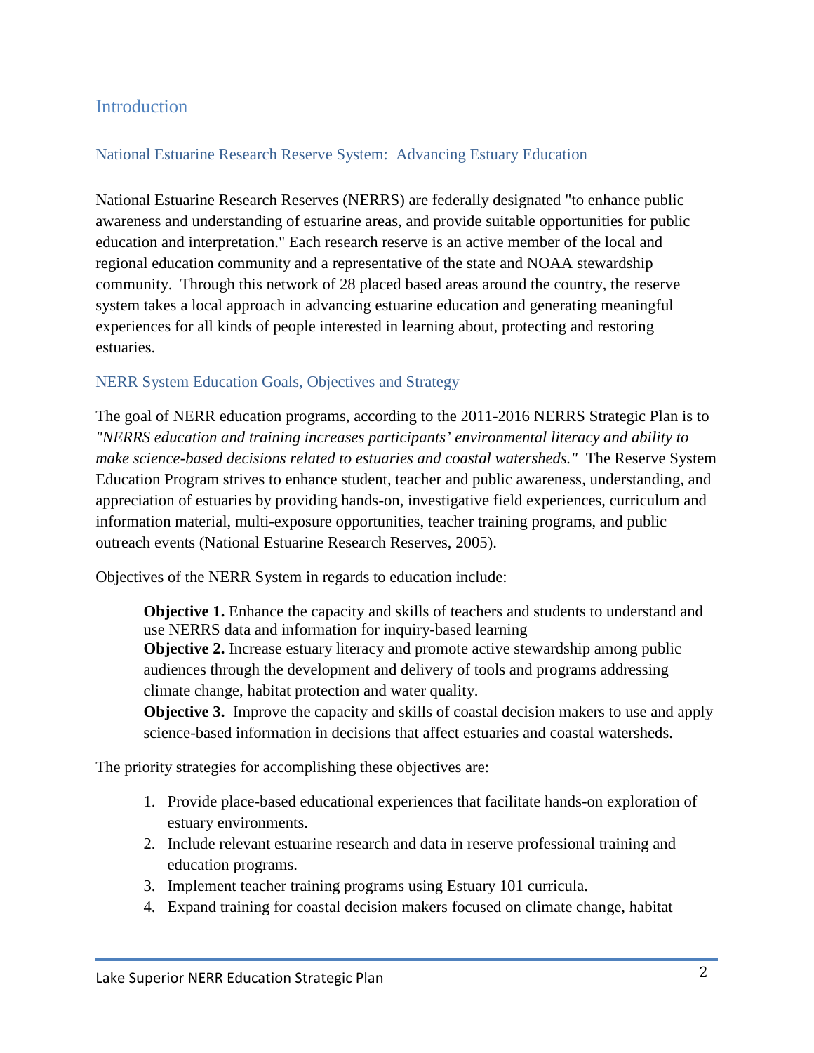## Introduction

### National Estuarine Research Reserve System: Advancing Estuary Education

National Estuarine Research Reserves (NERRS) are federally designated "to enhance public awareness and understanding of estuarine areas, and provide suitable opportunities for public education and interpretation." Each research reserve is an active member of the local and regional education community and a representative of the state and NOAA stewardship community. Through this network of 28 placed based areas around the country, the reserve system takes a local approach in advancing estuarine education and generating meaningful experiences for all kinds of people interested in learning about, protecting and restoring estuaries.

### NERR System Education Goals, Objectives and Strategy

The goal of NERR education programs, according to the 2011-2016 NERRS Strategic Plan is to *"NERRS education and training increases participants' environmental literacy and ability to make science-based decisions related to estuaries and coastal watersheds."* The Reserve System Education Program strives to enhance student, teacher and public awareness, understanding, and appreciation of estuaries by providing hands-on, investigative field experiences, curriculum and information material, multi-exposure opportunities, teacher training programs, and public outreach events (National Estuarine Research Reserves, 2005).

Objectives of the NERR System in regards to education include:

> **Objective 1.** Enhance the capacity and skills of teachers and students to understand and use NERRS data and information for inquiry-based learning
> **Objective 2.** Increase estuary literacy and promote active stewardship among public audiences through the development and delivery of tools and programs addressing climate change, habitat protection and water quality.
> **Objective 3.** Improve the capacity and skills of coastal decision makers to use and apply science-based information in decisions that affect estuaries and coastal watersheds.

The priority strategies for accomplishing these objectives are:

1. Provide place-based educational experiences that facilitate hands-on exploration of estuary environments.
2. Include relevant estuarine research and data in reserve professional training and education programs.
3. Implement teacher training programs using Estuary 101 curricula.
4. Expand training for coastal decision makers focused on climate change, habitat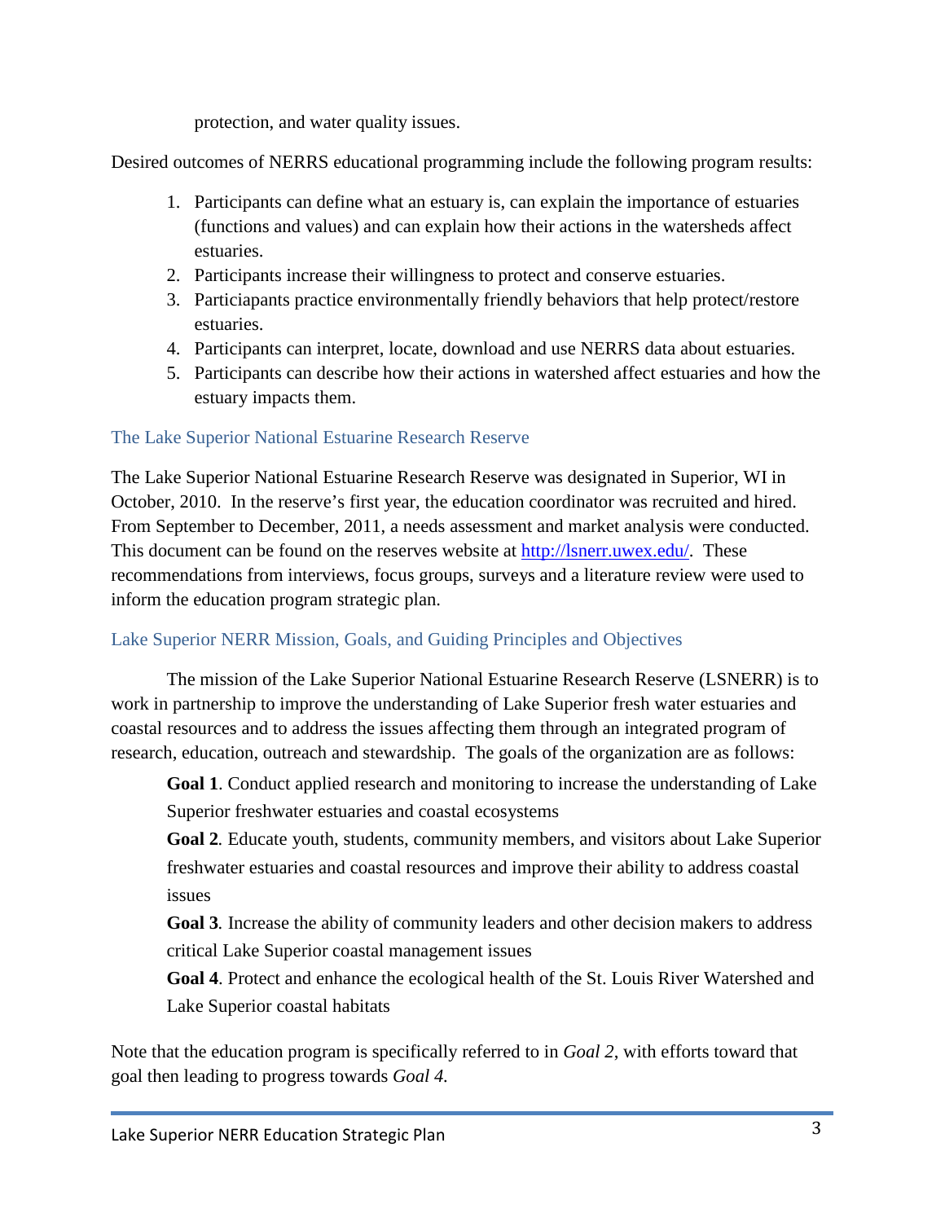protection, and water quality issues.

Desired outcomes of NERRS educational programming include the following program results:

1. Participants can define what an estuary is, can explain the importance of estuaries (functions and values) and can explain how their actions in the watersheds affect estuaries.
2. Participants increase their willingness to protect and conserve estuaries.
3. Particiapants practice environmentally friendly behaviors that help protect/restore estuaries.
4. Participants can interpret, locate, download and use NERRS data about estuaries.
5. Participants can describe how their actions in watershed affect estuaries and how the estuary impacts them.

## The Lake Superior National Estuarine Research Reserve

The Lake Superior National Estuarine Research Reserve was designated in Superior, WI in October, 2010. In the reserve's first year, the education coordinator was recruited and hired. From September to December, 2011, a needs assessment and market analysis were conducted. This document can be found on the reserves website at [http://lsnerr.uwex.edu/](http://lsnerr.uwex.edu/). These recommendations from interviews, focus groups, surveys and a literature review were used to inform the education program strategic plan.

## Lake Superior NERR Mission, Goals, and Guiding Principles and Objectives

The mission of the Lake Superior National Estuarine Research Reserve (LSNERR) is to work in partnership to improve the understanding of Lake Superior fresh water estuaries and coastal resources and to address the issues affecting them through an integrated program of research, education, outreach and stewardship. The goals of the organization are as follows:

**Goal 1**. Conduct applied research and monitoring to increase the understanding of Lake Superior freshwater estuaries and coastal ecosystems

**Goal 2***.* Educate youth, students, community members, and visitors about Lake Superior freshwater estuaries and coastal resources and improve their ability to address coastal issues

**Goal 3***.* Increase the ability of community leaders and other decision makers to address critical Lake Superior coastal management issues

**Goal 4**. Protect and enhance the ecological health of the St. Louis River Watershed and Lake Superior coastal habitats

Note that the education program is specifically referred to in *Goal 2*, with efforts toward that goal then leading to progress towards *Goal 4.*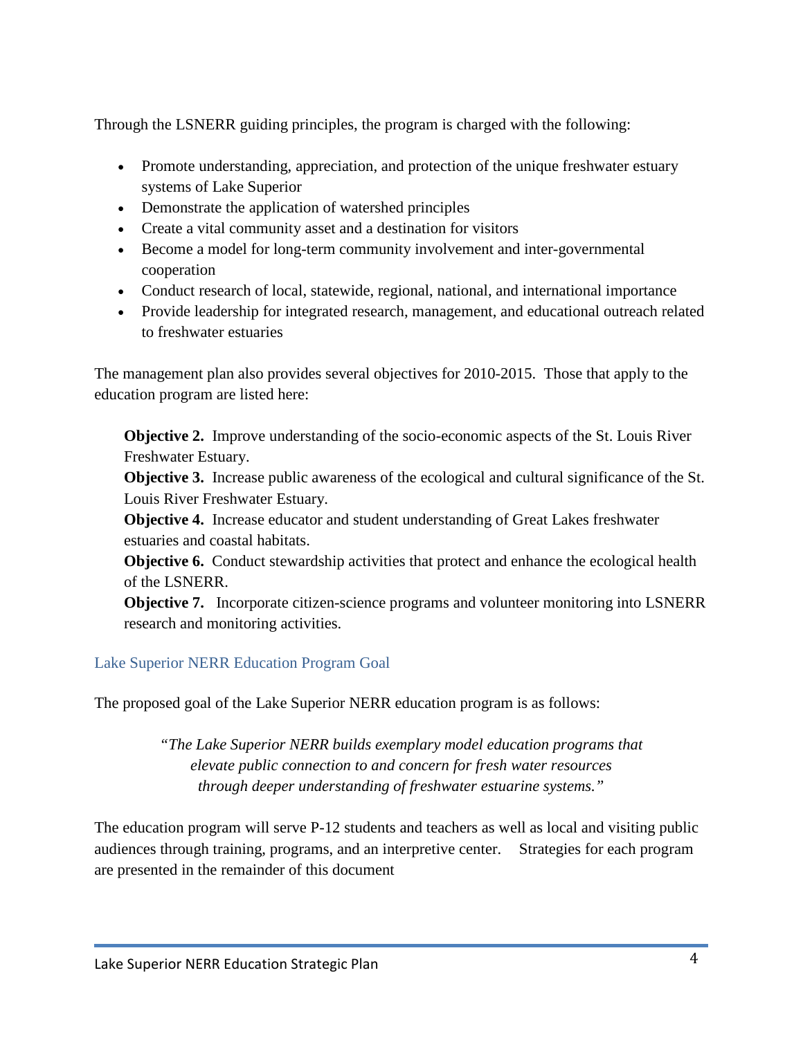Through the LSNERR guiding principles, the program is charged with the following:

- Promote understanding, appreciation, and protection of the unique freshwater estuary systems of Lake Superior
- Demonstrate the application of watershed principles
- Create a vital community asset and a destination for visitors
- Become a model for long-term community involvement and inter-governmental cooperation
- Conduct research of local, statewide, regional, national, and international importance
- Provide leadership for integrated research, management, and educational outreach related to freshwater estuaries

The management plan also provides several objectives for 2010-2015. Those that apply to the education program are listed here:

**Objective 2.** Improve understanding of the socio-economic aspects of the St. Louis River Freshwater Estuary.
**Objective 3.** Increase public awareness of the ecological and cultural significance of the St. Louis River Freshwater Estuary.
**Objective 4.** Increase educator and student understanding of Great Lakes freshwater estuaries and coastal habitats.
**Objective 6.** Conduct stewardship activities that protect and enhance the ecological health of the LSNERR.
**Objective 7.** Incorporate citizen-science programs and volunteer monitoring into LSNERR research and monitoring activities.

## Lake Superior NERR Education Program Goal

The proposed goal of the Lake Superior NERR education program is as follows:

*"The Lake Superior NERR builds exemplary model education programs that elevate public connection to and concern for fresh water resources through deeper understanding of freshwater estuarine systems."*

The education program will serve P-12 students and teachers as well as local and visiting public audiences through training, programs, and an interpretive center. Strategies for each program are presented in the remainder of this document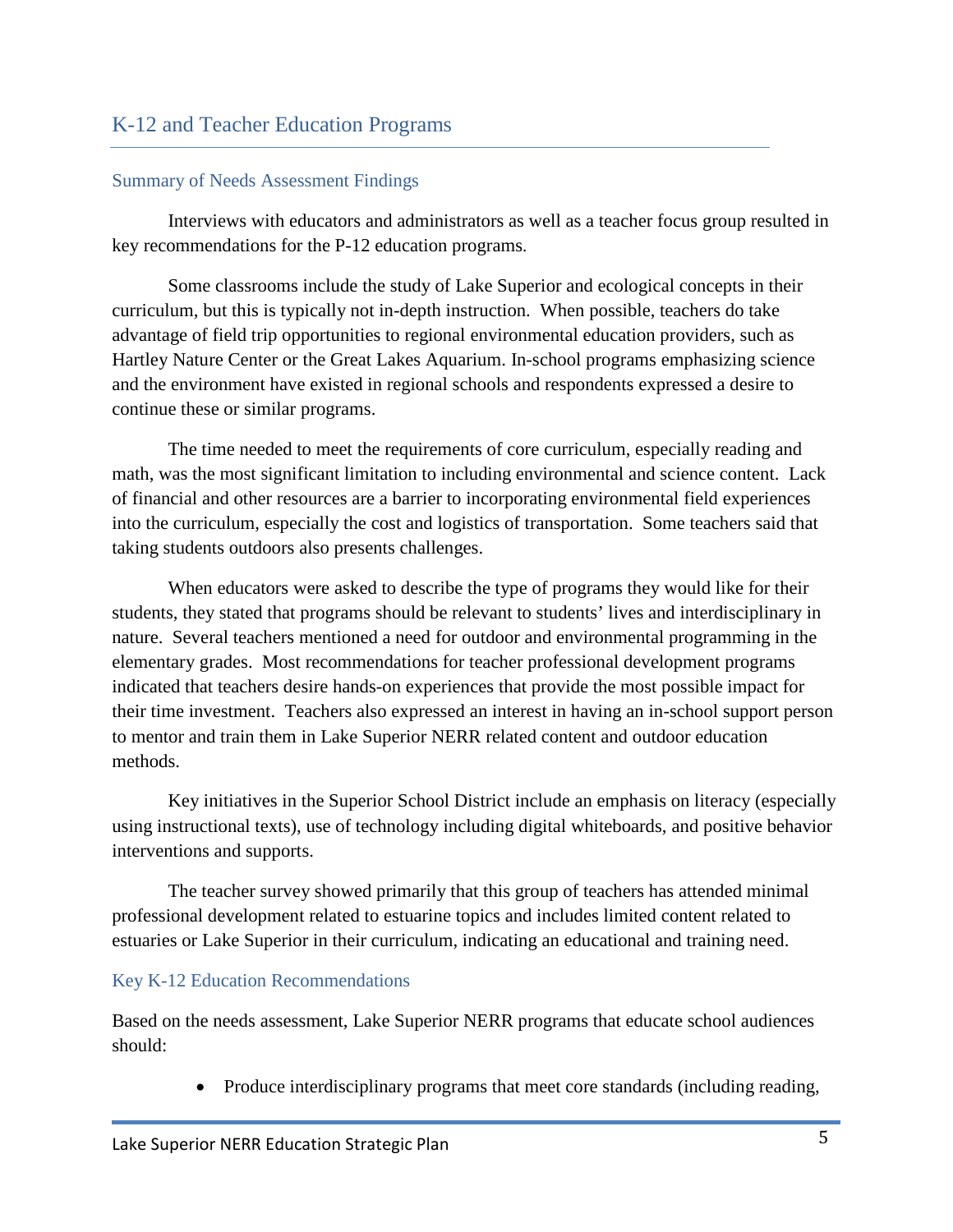## K-12 and Teacher Education Programs

### Summary of Needs Assessment Findings

Interviews with educators and administrators as well as a teacher focus group resulted in key recommendations for the P-12 education programs.

Some classrooms include the study of Lake Superior and ecological concepts in their curriculum, but this is typically not in-depth instruction. When possible, teachers do take advantage of field trip opportunities to regional environmental education providers, such as Hartley Nature Center or the Great Lakes Aquarium. In-school programs emphasizing science and the environment have existed in regional schools and respondents expressed a desire to continue these or similar programs.

The time needed to meet the requirements of core curriculum, especially reading and math, was the most significant limitation to including environmental and science content. Lack of financial and other resources are a barrier to incorporating environmental field experiences into the curriculum, especially the cost and logistics of transportation. Some teachers said that taking students outdoors also presents challenges.

When educators were asked to describe the type of programs they would like for their students, they stated that programs should be relevant to students' lives and interdisciplinary in nature. Several teachers mentioned a need for outdoor and environmental programming in the elementary grades. Most recommendations for teacher professional development programs indicated that teachers desire hands-on experiences that provide the most possible impact for their time investment. Teachers also expressed an interest in having an in-school support person to mentor and train them in Lake Superior NERR related content and outdoor education methods.

Key initiatives in the Superior School District include an emphasis on literacy (especially using instructional texts), use of technology including digital whiteboards, and positive behavior interventions and supports.

The teacher survey showed primarily that this group of teachers has attended minimal professional development related to estuarine topics and includes limited content related to estuaries or Lake Superior in their curriculum, indicating an educational and training need.

### Key K-12 Education Recommendations

Based on the needs assessment, Lake Superior NERR programs that educate school audiences should:

- Produce interdisciplinary programs that meet core standards (including reading,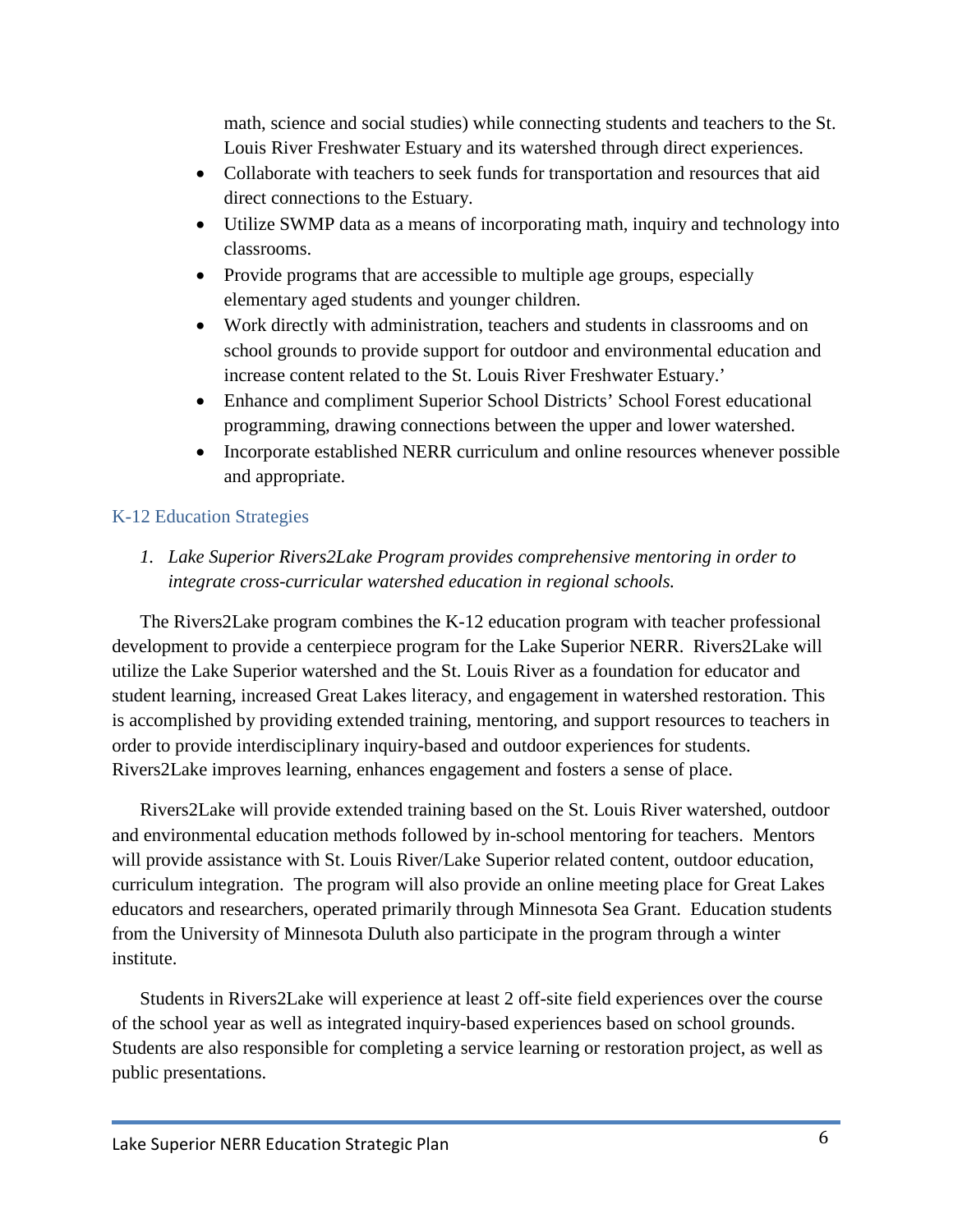math, science and social studies) while connecting students and teachers to the St. Louis River Freshwater Estuary and its watershed through direct experiences.

- Collaborate with teachers to seek funds for transportation and resources that aid direct connections to the Estuary.
- Utilize SWMP data as a means of incorporating math, inquiry and technology into classrooms.
- Provide programs that are accessible to multiple age groups, especially elementary aged students and younger children.
- Work directly with administration, teachers and students in classrooms and on school grounds to provide support for outdoor and environmental education and increase content related to the St. Louis River Freshwater Estuary.'
- Enhance and compliment Superior School Districts' School Forest educational programming, drawing connections between the upper and lower watershed.
- Incorporate established NERR curriculum and online resources whenever possible and appropriate.

## K-12 Education Strategies

1. *Lake Superior Rivers2Lake Program provides comprehensive mentoring in order to integrate cross-curricular watershed education in regional schools.*

The Rivers2Lake program combines the K-12 education program with teacher professional development to provide a centerpiece program for the Lake Superior NERR. Rivers2Lake will utilize the Lake Superior watershed and the St. Louis River as a foundation for educator and student learning, increased Great Lakes literacy, and engagement in watershed restoration. This is accomplished by providing extended training, mentoring, and support resources to teachers in order to provide interdisciplinary inquiry-based and outdoor experiences for students. Rivers2Lake improves learning, enhances engagement and fosters a sense of place.

Rivers2Lake will provide extended training based on the St. Louis River watershed, outdoor and environmental education methods followed by in-school mentoring for teachers. Mentors will provide assistance with St. Louis River/Lake Superior related content, outdoor education, curriculum integration. The program will also provide an online meeting place for Great Lakes educators and researchers, operated primarily through Minnesota Sea Grant. Education students from the University of Minnesota Duluth also participate in the program through a winter institute.

Students in Rivers2Lake will experience at least 2 off-site field experiences over the course of the school year as well as integrated inquiry-based experiences based on school grounds. Students are also responsible for completing a service learning or restoration project, as well as public presentations.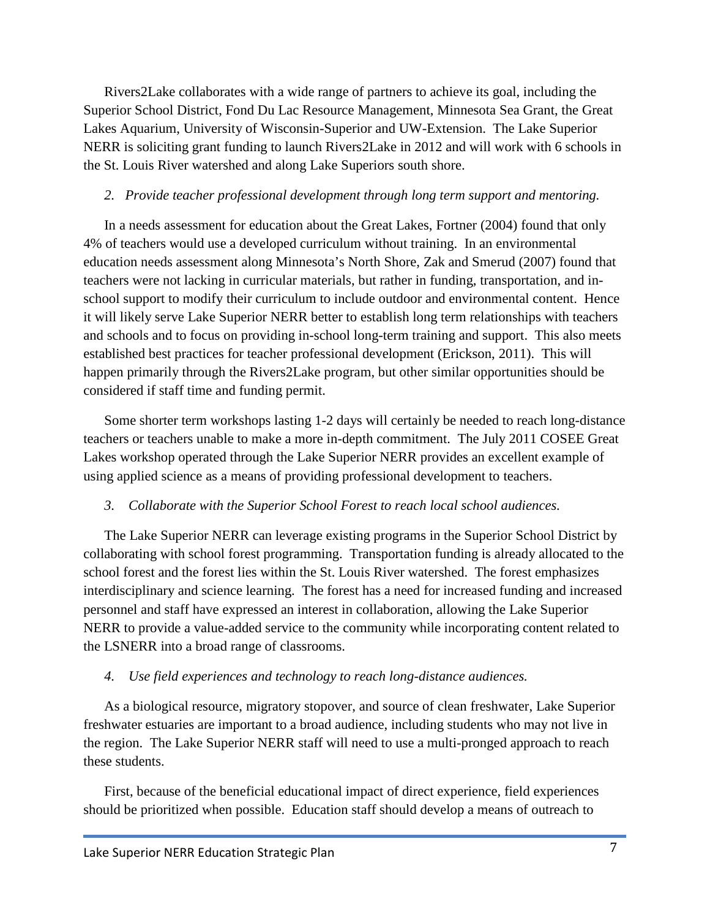Rivers2Lake collaborates with a wide range of partners to achieve its goal, including the Superior School District, Fond Du Lac Resource Management, Minnesota Sea Grant, the Great Lakes Aquarium, University of Wisconsin-Superior and UW-Extension. The Lake Superior NERR is soliciting grant funding to launch Rivers2Lake in 2012 and will work with 6 schools in the St. Louis River watershed and along Lake Superiors south shore.

*2. Provide teacher professional development through long term support and mentoring.*

In a needs assessment for education about the Great Lakes, Fortner (2004) found that only 4% of teachers would use a developed curriculum without training. In an environmental education needs assessment along Minnesota's North Shore, Zak and Smerud (2007) found that teachers were not lacking in curricular materials, but rather in funding, transportation, and in-school support to modify their curriculum to include outdoor and environmental content. Hence it will likely serve Lake Superior NERR better to establish long term relationships with teachers and schools and to focus on providing in-school long-term training and support. This also meets established best practices for teacher professional development (Erickson, 2011). This will happen primarily through the Rivers2Lake program, but other similar opportunities should be considered if staff time and funding permit.

Some shorter term workshops lasting 1-2 days will certainly be needed to reach long-distance teachers or teachers unable to make a more in-depth commitment. The July 2011 COSEE Great Lakes workshop operated through the Lake Superior NERR provides an excellent example of using applied science as a means of providing professional development to teachers.

*3. Collaborate with the Superior School Forest to reach local school audiences.*

The Lake Superior NERR can leverage existing programs in the Superior School District by collaborating with school forest programming. Transportation funding is already allocated to the school forest and the forest lies within the St. Louis River watershed. The forest emphasizes interdisciplinary and science learning. The forest has a need for increased funding and increased personnel and staff have expressed an interest in collaboration, allowing the Lake Superior NERR to provide a value-added service to the community while incorporating content related to the LSNERR into a broad range of classrooms.

*4. Use field experiences and technology to reach long-distance audiences.*

As a biological resource, migratory stopover, and source of clean freshwater, Lake Superior freshwater estuaries are important to a broad audience, including students who may not live in the region. The Lake Superior NERR staff will need to use a multi-pronged approach to reach these students.

First, because of the beneficial educational impact of direct experience, field experiences should be prioritized when possible. Education staff should develop a means of outreach to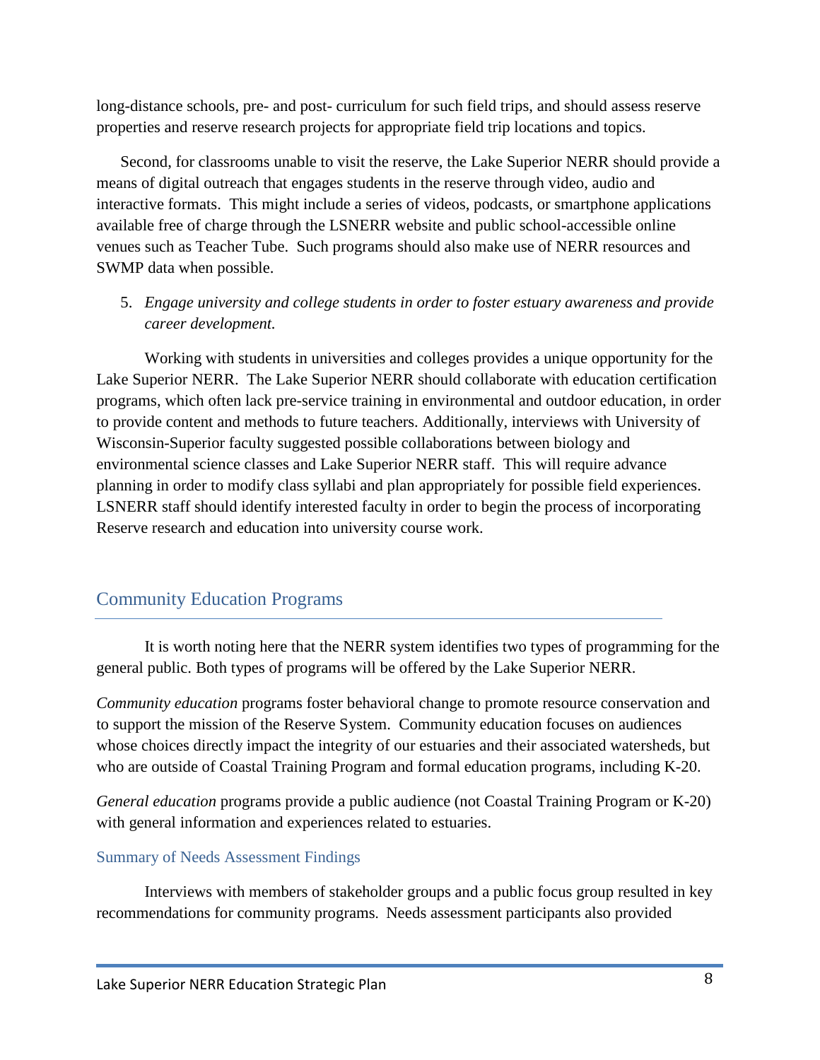long-distance schools, pre- and post- curriculum for such field trips, and should assess reserve properties and reserve research projects for appropriate field trip locations and topics.

Second, for classrooms unable to visit the reserve, the Lake Superior NERR should provide a means of digital outreach that engages students in the reserve through video, audio and interactive formats. This might include a series of videos, podcasts, or smartphone applications available free of charge through the LSNERR website and public school-accessible online venues such as Teacher Tube. Such programs should also make use of NERR resources and SWMP data when possible.

5. *Engage university and college students in order to foster estuary awareness and provide career development.*

Working with students in universities and colleges provides a unique opportunity for the Lake Superior NERR. The Lake Superior NERR should collaborate with education certification programs, which often lack pre-service training in environmental and outdoor education, in order to provide content and methods to future teachers. Additionally, interviews with University of Wisconsin-Superior faculty suggested possible collaborations between biology and environmental science classes and Lake Superior NERR staff. This will require advance planning in order to modify class syllabi and plan appropriately for possible field experiences. LSNERR staff should identify interested faculty in order to begin the process of incorporating Reserve research and education into university course work.

## Community Education Programs

It is worth noting here that the NERR system identifies two types of programming for the general public. Both types of programs will be offered by the Lake Superior NERR.

*Community education* programs foster behavioral change to promote resource conservation and to support the mission of the Reserve System. Community education focuses on audiences whose choices directly impact the integrity of our estuaries and their associated watersheds, but who are outside of Coastal Training Program and formal education programs, including K-20.

*General education* programs provide a public audience (not Coastal Training Program or K-20) with general information and experiences related to estuaries.

### Summary of Needs Assessment Findings

Interviews with members of stakeholder groups and a public focus group resulted in key recommendations for community programs. Needs assessment participants also provided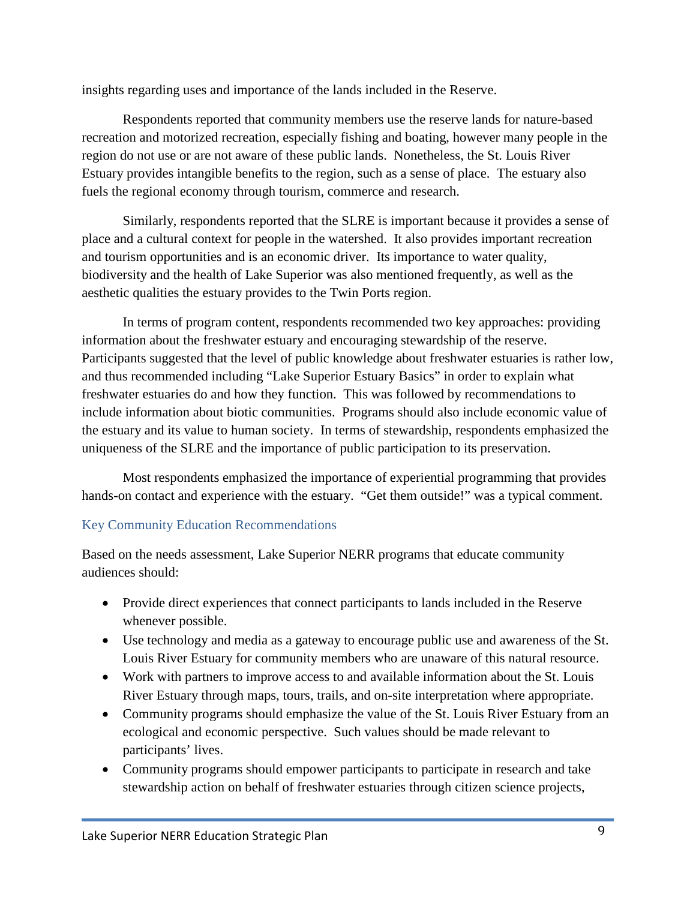insights regarding uses and importance of the lands included in the Reserve.

Respondents reported that community members use the reserve lands for nature-based recreation and motorized recreation, especially fishing and boating, however many people in the region do not use or are not aware of these public lands. Nonetheless, the St. Louis River Estuary provides intangible benefits to the region, such as a sense of place. The estuary also fuels the regional economy through tourism, commerce and research.

Similarly, respondents reported that the SLRE is important because it provides a sense of place and a cultural context for people in the watershed. It also provides important recreation and tourism opportunities and is an economic driver. Its importance to water quality, biodiversity and the health of Lake Superior was also mentioned frequently, as well as the aesthetic qualities the estuary provides to the Twin Ports region.

In terms of program content, respondents recommended two key approaches: providing information about the freshwater estuary and encouraging stewardship of the reserve. Participants suggested that the level of public knowledge about freshwater estuaries is rather low, and thus recommended including "Lake Superior Estuary Basics" in order to explain what freshwater estuaries do and how they function. This was followed by recommendations to include information about biotic communities. Programs should also include economic value of the estuary and its value to human society. In terms of stewardship, respondents emphasized the uniqueness of the SLRE and the importance of public participation to its preservation.

Most respondents emphasized the importance of experiential programming that provides hands-on contact and experience with the estuary. "Get them outside!" was a typical comment.

### Key Community Education Recommendations

Based on the needs assessment, Lake Superior NERR programs that educate community audiences should:

- Provide direct experiences that connect participants to lands included in the Reserve whenever possible.
- Use technology and media as a gateway to encourage public use and awareness of the St. Louis River Estuary for community members who are unaware of this natural resource.
- Work with partners to improve access to and available information about the St. Louis River Estuary through maps, tours, trails, and on-site interpretation where appropriate.
- Community programs should emphasize the value of the St. Louis River Estuary from an ecological and economic perspective. Such values should be made relevant to participants' lives.
- Community programs should empower participants to participate in research and take stewardship action on behalf of freshwater estuaries through citizen science projects,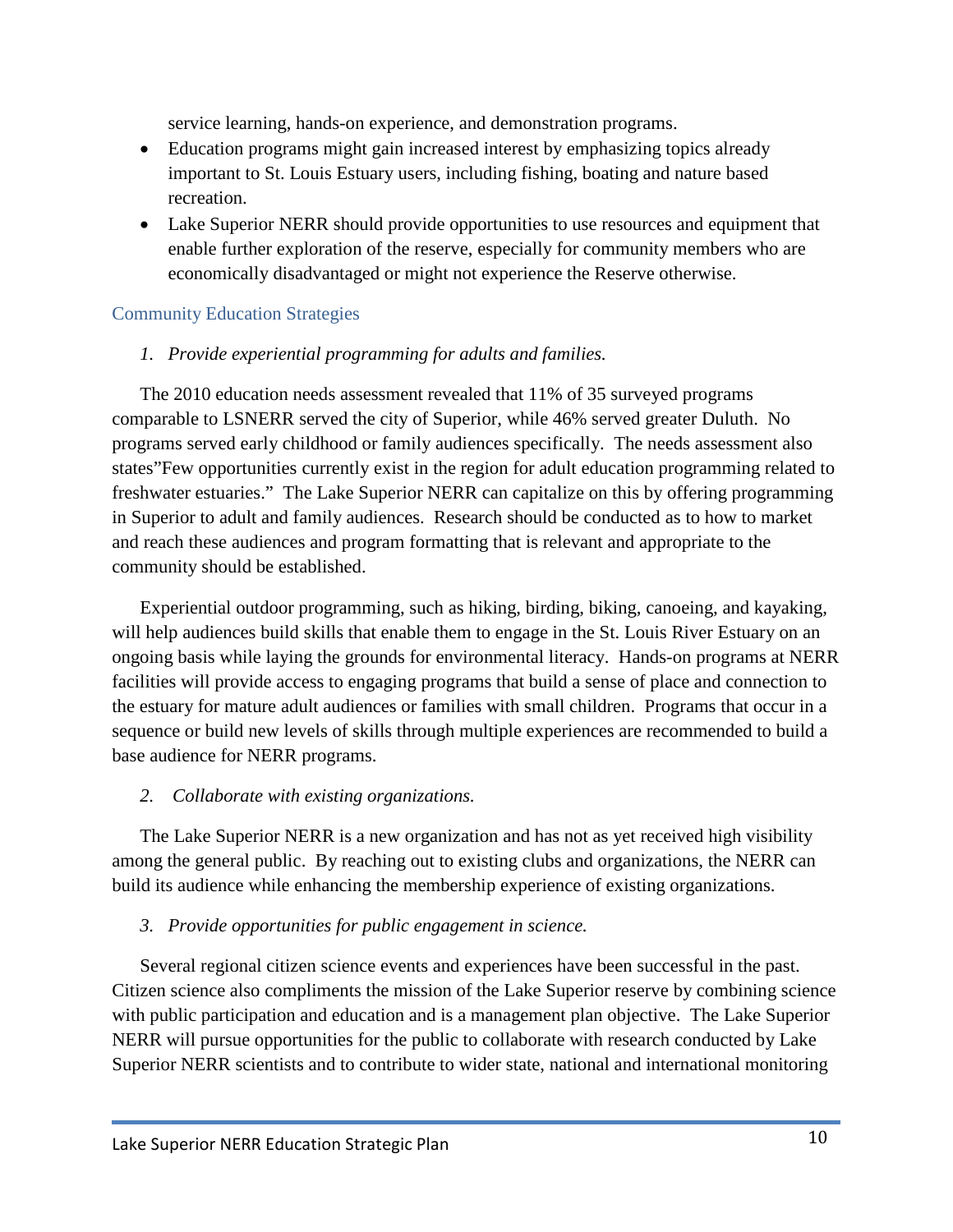service learning, hands-on experience, and demonstration programs.

- Education programs might gain increased interest by emphasizing topics already important to St. Louis Estuary users, including fishing, boating and nature based recreation.
- Lake Superior NERR should provide opportunities to use resources and equipment that enable further exploration of the reserve, especially for community members who are economically disadvantaged or might not experience the Reserve otherwise.

### Community Education Strategies

*1. Provide experiential programming for adults and families.*

The 2010 education needs assessment revealed that 11% of 35 surveyed programs comparable to LSNERR served the city of Superior, while 46% served greater Duluth. No programs served early childhood or family audiences specifically. The needs assessment also states"Few opportunities currently exist in the region for adult education programming related to freshwater estuaries." The Lake Superior NERR can capitalize on this by offering programming in Superior to adult and family audiences. Research should be conducted as to how to market and reach these audiences and program formatting that is relevant and appropriate to the community should be established.

Experiential outdoor programming, such as hiking, birding, biking, canoeing, and kayaking, will help audiences build skills that enable them to engage in the St. Louis River Estuary on an ongoing basis while laying the grounds for environmental literacy. Hands-on programs at NERR facilities will provide access to engaging programs that build a sense of place and connection to the estuary for mature adult audiences or families with small children. Programs that occur in a sequence or build new levels of skills through multiple experiences are recommended to build a base audience for NERR programs.

*2. Collaborate with existing organizations.*

The Lake Superior NERR is a new organization and has not as yet received high visibility among the general public. By reaching out to existing clubs and organizations, the NERR can build its audience while enhancing the membership experience of existing organizations.

*3. Provide opportunities for public engagement in science.*

Several regional citizen science events and experiences have been successful in the past. Citizen science also compliments the mission of the Lake Superior reserve by combining science with public participation and education and is a management plan objective. The Lake Superior NERR will pursue opportunities for the public to collaborate with research conducted by Lake Superior NERR scientists and to contribute to wider state, national and international monitoring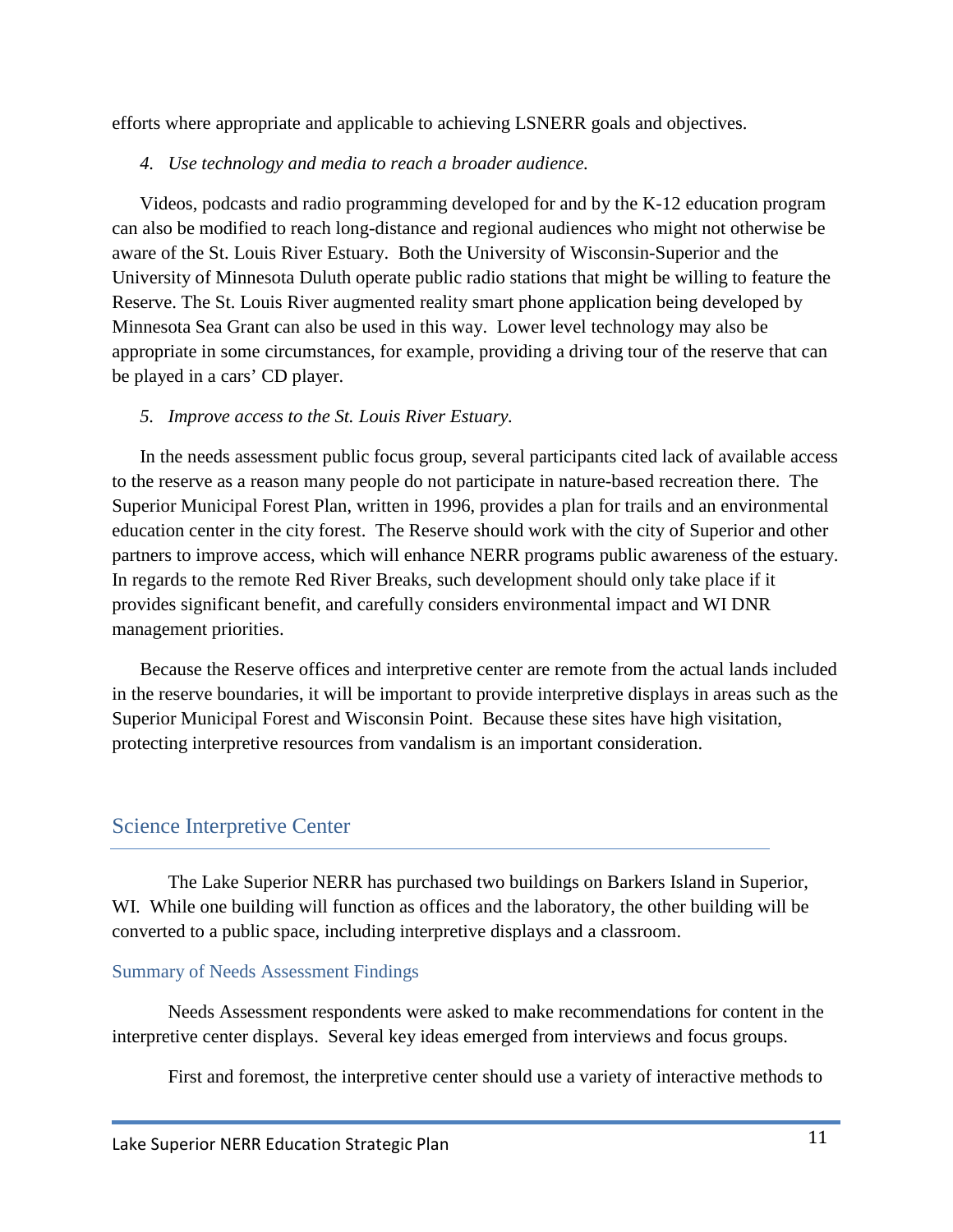efforts where appropriate and applicable to achieving LSNERR goals and objectives.

*4. Use technology and media to reach a broader audience.*

Videos, podcasts and radio programming developed for and by the K-12 education program can also be modified to reach long-distance and regional audiences who might not otherwise be aware of the St. Louis River Estuary. Both the University of Wisconsin-Superior and the University of Minnesota Duluth operate public radio stations that might be willing to feature the Reserve. The St. Louis River augmented reality smart phone application being developed by Minnesota Sea Grant can also be used in this way. Lower level technology may also be appropriate in some circumstances, for example, providing a driving tour of the reserve that can be played in a cars' CD player.

*5. Improve access to the St. Louis River Estuary.*

In the needs assessment public focus group, several participants cited lack of available access to the reserve as a reason many people do not participate in nature-based recreation there. The Superior Municipal Forest Plan, written in 1996, provides a plan for trails and an environmental education center in the city forest. The Reserve should work with the city of Superior and other partners to improve access, which will enhance NERR programs public awareness of the estuary. In regards to the remote Red River Breaks, such development should only take place if it provides significant benefit, and carefully considers environmental impact and WI DNR management priorities.

Because the Reserve offices and interpretive center are remote from the actual lands included in the reserve boundaries, it will be important to provide interpretive displays in areas such as the Superior Municipal Forest and Wisconsin Point. Because these sites have high visitation, protecting interpretive resources from vandalism is an important consideration.

## Science Interpretive Center

The Lake Superior NERR has purchased two buildings on Barkers Island in Superior, WI. While one building will function as offices and the laboratory, the other building will be converted to a public space, including interpretive displays and a classroom.

### Summary of Needs Assessment Findings

Needs Assessment respondents were asked to make recommendations for content in the interpretive center displays. Several key ideas emerged from interviews and focus groups.

First and foremost, the interpretive center should use a variety of interactive methods to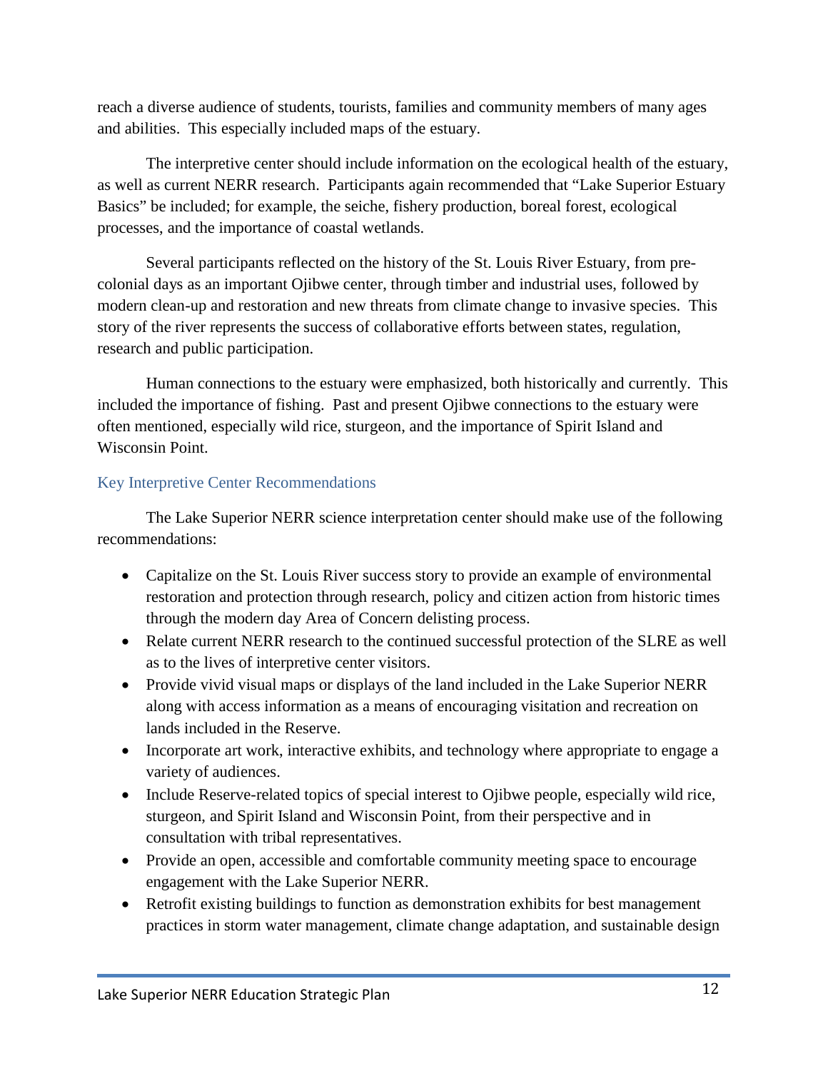reach a diverse audience of students, tourists, families and community members of many ages and abilities. This especially included maps of the estuary.

The interpretive center should include information on the ecological health of the estuary, as well as current NERR research. Participants again recommended that "Lake Superior Estuary Basics" be included; for example, the seiche, fishery production, boreal forest, ecological processes, and the importance of coastal wetlands.

Several participants reflected on the history of the St. Louis River Estuary, from pre-colonial days as an important Ojibwe center, through timber and industrial uses, followed by modern clean-up and restoration and new threats from climate change to invasive species. This story of the river represents the success of collaborative efforts between states, regulation, research and public participation.

Human connections to the estuary were emphasized, both historically and currently. This included the importance of fishing. Past and present Ojibwe connections to the estuary were often mentioned, especially wild rice, sturgeon, and the importance of Spirit Island and Wisconsin Point.

### Key Interpretive Center Recommendations

The Lake Superior NERR science interpretation center should make use of the following recommendations:

- Capitalize on the St. Louis River success story to provide an example of environmental restoration and protection through research, policy and citizen action from historic times through the modern day Area of Concern delisting process.
- Relate current NERR research to the continued successful protection of the SLRE as well as to the lives of interpretive center visitors.
- Provide vivid visual maps or displays of the land included in the Lake Superior NERR along with access information as a means of encouraging visitation and recreation on lands included in the Reserve.
- Incorporate art work, interactive exhibits, and technology where appropriate to engage a variety of audiences.
- Include Reserve-related topics of special interest to Ojibwe people, especially wild rice, sturgeon, and Spirit Island and Wisconsin Point, from their perspective and in consultation with tribal representatives.
- Provide an open, accessible and comfortable community meeting space to encourage engagement with the Lake Superior NERR.
- Retrofit existing buildings to function as demonstration exhibits for best management practices in storm water management, climate change adaptation, and sustainable design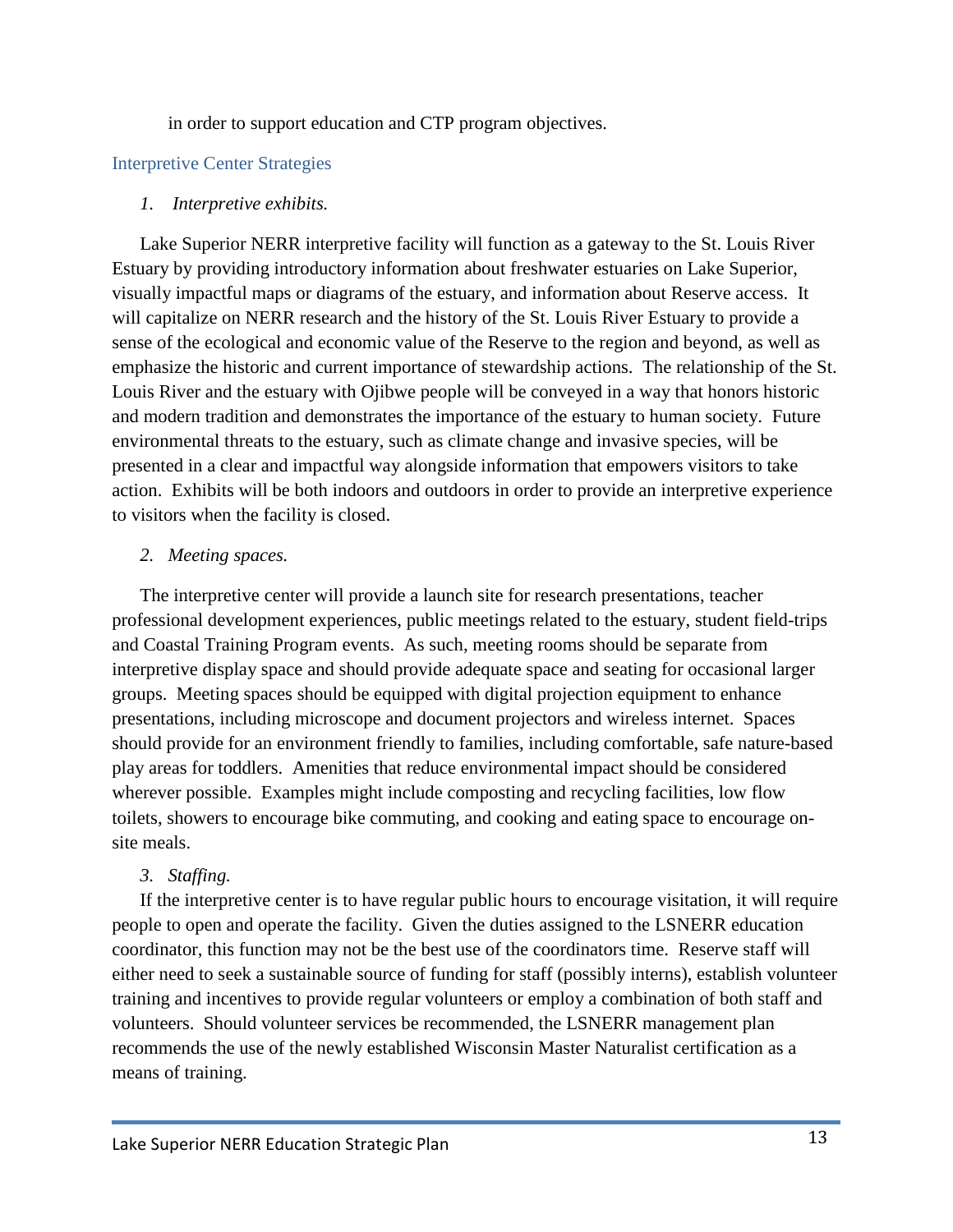in order to support education and CTP program objectives.

## Interpretive Center Strategies

*1. Interpretive exhibits.*

Lake Superior NERR interpretive facility will function as a gateway to the St. Louis River Estuary by providing introductory information about freshwater estuaries on Lake Superior, visually impactful maps or diagrams of the estuary, and information about Reserve access. It will capitalize on NERR research and the history of the St. Louis River Estuary to provide a sense of the ecological and economic value of the Reserve to the region and beyond, as well as emphasize the historic and current importance of stewardship actions. The relationship of the St. Louis River and the estuary with Ojibwe people will be conveyed in a way that honors historic and modern tradition and demonstrates the importance of the estuary to human society. Future environmental threats to the estuary, such as climate change and invasive species, will be presented in a clear and impactful way alongside information that empowers visitors to take action. Exhibits will be both indoors and outdoors in order to provide an interpretive experience to visitors when the facility is closed.

*2. Meeting spaces.*

The interpretive center will provide a launch site for research presentations, teacher professional development experiences, public meetings related to the estuary, student field-trips and Coastal Training Program events. As such, meeting rooms should be separate from interpretive display space and should provide adequate space and seating for occasional larger groups. Meeting spaces should be equipped with digital projection equipment to enhance presentations, including microscope and document projectors and wireless internet. Spaces should provide for an environment friendly to families, including comfortable, safe nature-based play areas for toddlers. Amenities that reduce environmental impact should be considered wherever possible. Examples might include composting and recycling facilities, low flow toilets, showers to encourage bike commuting, and cooking and eating space to encourage on-site meals.

*3. Staffing.*

If the interpretive center is to have regular public hours to encourage visitation, it will require people to open and operate the facility. Given the duties assigned to the LSNERR education coordinator, this function may not be the best use of the coordinators time. Reserve staff will either need to seek a sustainable source of funding for staff (possibly interns), establish volunteer training and incentives to provide regular volunteers or employ a combination of both staff and volunteers. Should volunteer services be recommended, the LSNERR management plan recommends the use of the newly established Wisconsin Master Naturalist certification as a means of training.